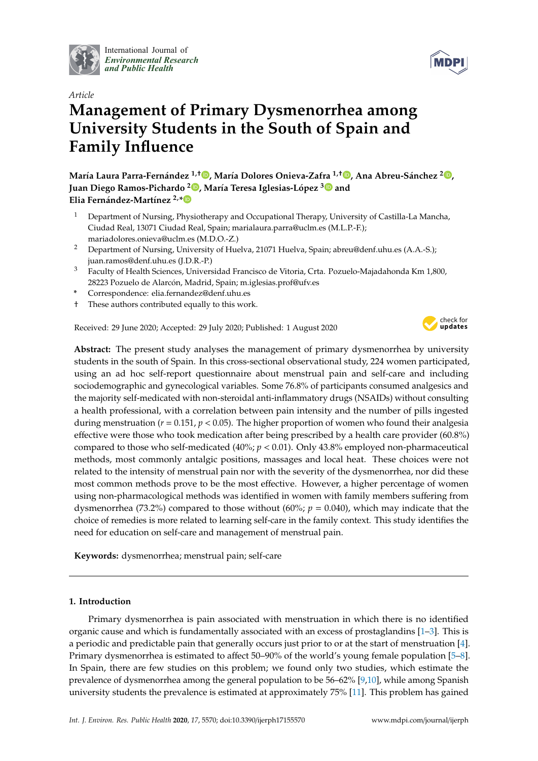International Journal of *Environmental Research and Public Health*

*Article*

# Management of Primary Dysmenorrhea among University Students in the South of Spain and Family Influence

**María Laura Parra-Fernández [1,†], María Dolores Onieva-Zafra [1,†], Ana Abreu-Sánchez [2], Juan Diego Ramos-Pichardo [2], María Teresa Iglesias-López [3] and Elia Fernández-Martínez [2,*]**

[1] Department of Nursing, Physiotherapy and Occupational Therapy, University of Castilla-La Mancha, Ciudad Real, 13071 Ciudad Real, Spain; marialaura.parra@uclm.es (M.L.P.-F.); mariadolores.onieva@uclm.es (M.D.O.-Z.)

[2] Department of Nursing, University of Huelva, 21071 Huelva, Spain; abreu@denf.uhu.es (A.A.-S.); juan.ramos@denf.uhu.es (J.D.R.-P.)

[3] Faculty of Health Sciences, Universidad Francisco de Vitoria, Crta. Pozuelo-Majadahonda Km 1,800, 28223 Pozuelo de Alarcón, Madrid, Spain; m.iglesias.prof@ufv.es

\* Correspondence: elia.fernandez@denf.uhu.es

† These authors contributed equally to this work.

Received: 29 June 2020; Accepted: 29 July 2020; Published: 1 August 2020

**Abstract:** The present study analyses the management of primary dysmenorrhea by university students in the south of Spain. In this cross-sectional observational study, 224 women participated, using an ad hoc self-report questionnaire about menstrual pain and self-care and including sociodemographic and gynecological variables. Some 76.8% of participants consumed analgesics and the majority self-medicated with non-steroidal anti-inflammatory drugs (NSAIDs) without consulting a health professional, with a correlation between pain intensity and the number of pills ingested during menstruation ($r = 0.151$, $p < 0.05$). The higher proportion of women who found their analgesia effective were those who took medication after being prescribed by a health care provider (60.8%) compared to those who self-medicated (40%; $p < 0.01$). Only 43.8% employed non-pharmaceutical methods, most commonly antalgic positions, massages and local heat. These choices were not related to the intensity of menstrual pain nor with the severity of the dysmenorrhea, nor did these most common methods prove to be the most effective. However, a higher percentage of women using non-pharmacological methods was identified in women with family members suffering from dysmenorrhea (73.2%) compared to those without (60%; $p = 0.040$), which may indicate that the choice of remedies is more related to learning self-care in the family context. This study identifies the need for education on self-care and management of menstrual pain.

**Keywords:** dysmenorrhea; menstrual pain; self-care

## 1. Introduction

Primary dysmenorrhea is pain associated with menstruation in which there is no identified organic cause and which is fundamentally associated with an excess of prostaglandins [1–3]. This is a periodic and predictable pain that generally occurs just prior to or at the start of menstruation [4]. Primary dysmenorrhea is estimated to affect 50–90% of the world's young female population [5–8]. In Spain, there are few studies on this problem; we found only two studies, which estimate the prevalence of dysmenorrhea among the general population to be 56–62% [9,10], while among Spanish university students the prevalence is estimated at approximately 75% [11]. This problem has gained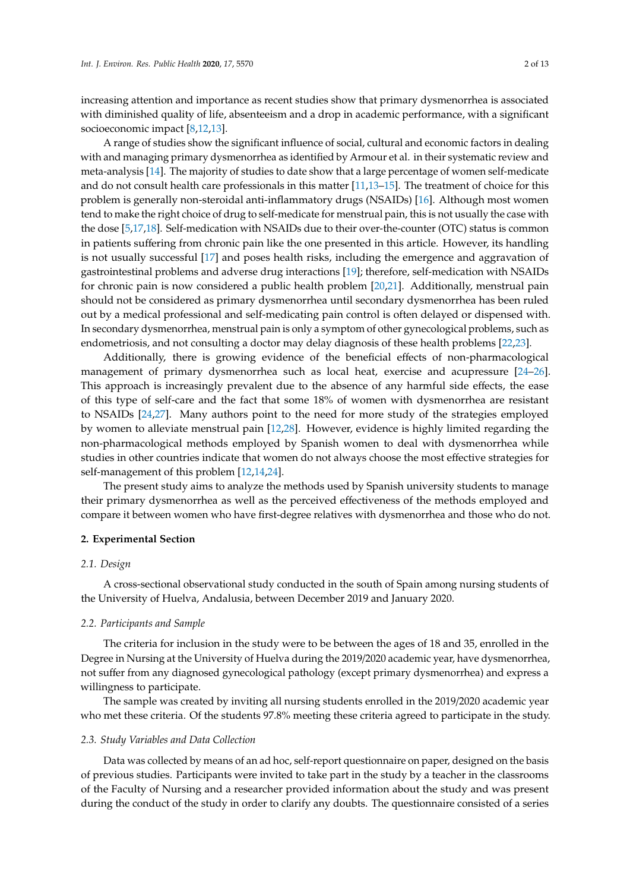increasing attention and importance as recent studies show that primary dysmenorrhea is associated with diminished quality of life, absenteeism and a drop in academic performance, with a significant socioeconomic impact [8,12,13].

A range of studies show the significant influence of social, cultural and economic factors in dealing with and managing primary dysmenorrhea as identified by Armour et al. in their systematic review and meta-analysis [14]. The majority of studies to date show that a large percentage of women self-medicate and do not consult health care professionals in this matter [11,13–15]. The treatment of choice for this problem is generally non-steroidal anti-inflammatory drugs (NSAIDs) [16]. Although most women tend to make the right choice of drug to self-medicate for menstrual pain, this is not usually the case with the dose [5,17,18]. Self-medication with NSAIDs due to their over-the-counter (OTC) status is common in patients suffering from chronic pain like the one presented in this article. However, its handling is not usually successful [17] and poses health risks, including the emergence and aggravation of gastrointestinal problems and adverse drug interactions [19]; therefore, self-medication with NSAIDs for chronic pain is now considered a public health problem [20,21]. Additionally, menstrual pain should not be considered as primary dysmenorrhea until secondary dysmenorrhea has been ruled out by a medical professional and self-medicating pain control is often delayed or dispensed with. In secondary dysmenorrhea, menstrual pain is only a symptom of other gynecological problems, such as endometriosis, and not consulting a doctor may delay diagnosis of these health problems [22,23].

Additionally, there is growing evidence of the beneficial effects of non-pharmacological management of primary dysmenorrhea such as local heat, exercise and acupressure [24–26]. This approach is increasingly prevalent due to the absence of any harmful side effects, the ease of this type of self-care and the fact that some 18% of women with dysmenorrhea are resistant to NSAIDs [24,27]. Many authors point to the need for more study of the strategies employed by women to alleviate menstrual pain [12,28]. However, evidence is highly limited regarding the non-pharmacological methods employed by Spanish women to deal with dysmenorrhea while studies in other countries indicate that women do not always choose the most effective strategies for self-management of this problem [12,14,24].

The present study aims to analyze the methods used by Spanish university students to manage their primary dysmenorrhea as well as the perceived effectiveness of the methods employed and compare it between women who have first-degree relatives with dysmenorrhea and those who do not.

## 2. Experimental Section

### 2.1. Design

A cross-sectional observational study conducted in the south of Spain among nursing students of the University of Huelva, Andalusia, between December 2019 and January 2020.

### 2.2. Participants and Sample

The criteria for inclusion in the study were to be between the ages of 18 and 35, enrolled in the Degree in Nursing at the University of Huelva during the 2019/2020 academic year, have dysmenorrhea, not suffer from any diagnosed gynecological pathology (except primary dysmenorrhea) and express a willingness to participate.

The sample was created by inviting all nursing students enrolled in the 2019/2020 academic year who met these criteria. Of the students 97.8% meeting these criteria agreed to participate in the study.

### 2.3. Study Variables and Data Collection

Data was collected by means of an ad hoc, self-report questionnaire on paper, designed on the basis of previous studies. Participants were invited to take part in the study by a teacher in the classrooms of the Faculty of Nursing and a researcher provided information about the study and was present during the conduct of the study in order to clarify any doubts. The questionnaire consisted of a series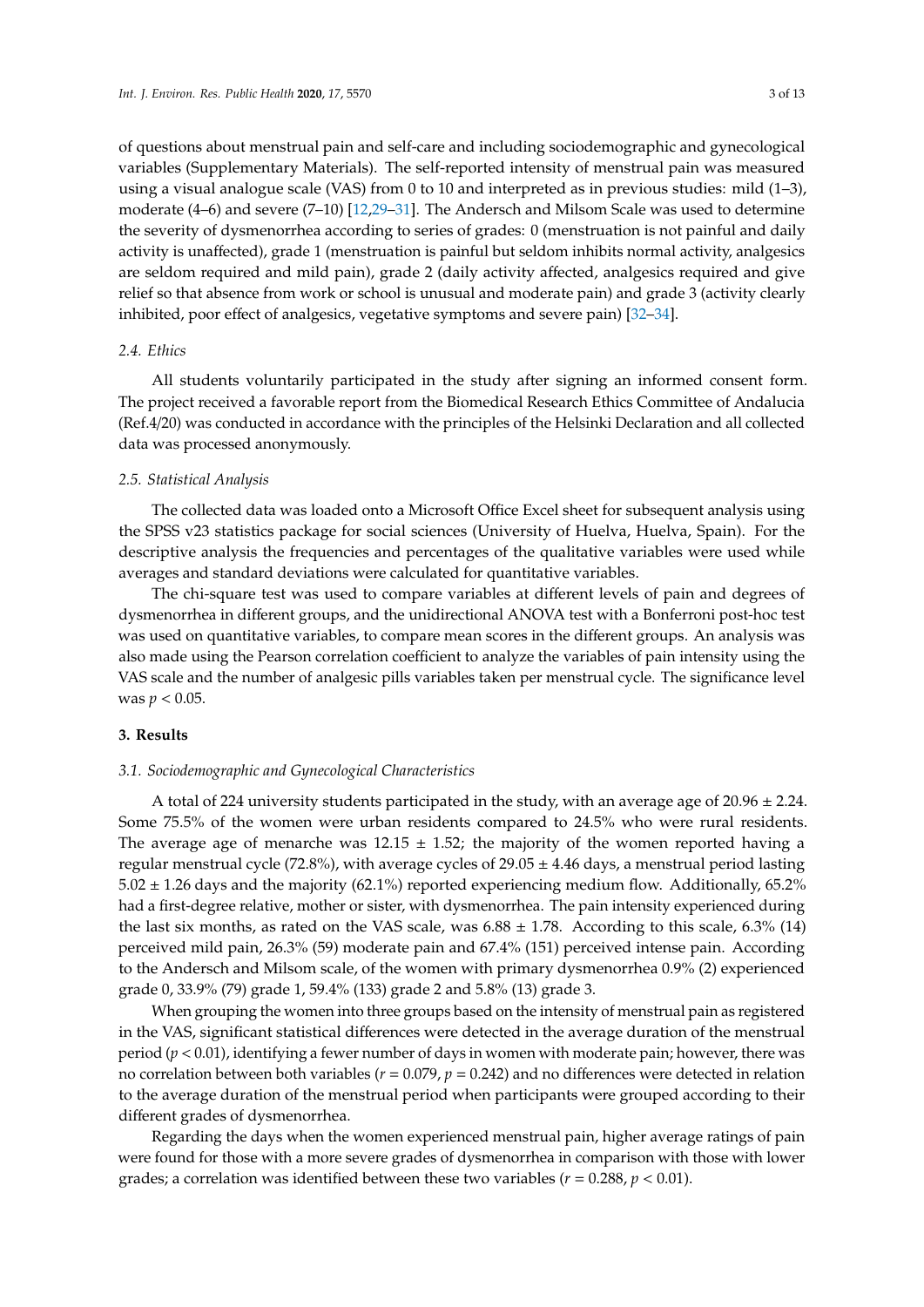of questions about menstrual pain and self-care and including sociodemographic and gynecological variables (Supplementary Materials). The self-reported intensity of menstrual pain was measured using a visual analogue scale (VAS) from 0 to 10 and interpreted as in previous studies: mild (1–3), moderate (4–6) and severe (7–10) [12,29–31]. The Andersch and Milsom Scale was used to determine the severity of dysmenorrhea according to series of grades: 0 (menstruation is not painful and daily activity is unaffected), grade 1 (menstruation is painful but seldom inhibits normal activity, analgesics are seldom required and mild pain), grade 2 (daily activity affected, analgesics required and give relief so that absence from work or school is unusual and moderate pain) and grade 3 (activity clearly inhibited, poor effect of analgesics, vegetative symptoms and severe pain) [32–34].

### *2.4. Ethics*

All students voluntarily participated in the study after signing an informed consent form. The project received a favorable report from the Biomedical Research Ethics Committee of Andalucia (Ref.4/20) was conducted in accordance with the principles of the Helsinki Declaration and all collected data was processed anonymously.

### *2.5. Statistical Analysis*

The collected data was loaded onto a Microsoft Office Excel sheet for subsequent analysis using the SPSS v23 statistics package for social sciences (University of Huelva, Huelva, Spain). For the descriptive analysis the frequencies and percentages of the qualitative variables were used while averages and standard deviations were calculated for quantitative variables.

The chi-square test was used to compare variables at different levels of pain and degrees of dysmenorrhea in different groups, and the unidirectional ANOVA test with a Bonferroni post-hoc test was used on quantitative variables, to compare mean scores in the different groups. An analysis was also made using the Pearson correlation coefficient to analyze the variables of pain intensity using the VAS scale and the number of analgesic pills variables taken per menstrual cycle. The significance level was $p < 0.05$.

## **3. Results**

### *3.1. Sociodemographic and Gynecological Characteristics*

A total of 224 university students participated in the study, with an average age of $20.96 \pm 2.24$. Some 75.5% of the women were urban residents compared to 24.5% who were rural residents. The average age of menarche was $12.15 \pm 1.52$; the majority of the women reported having a regular menstrual cycle (72.8%), with average cycles of $29.05 \pm 4.46$ days, a menstrual period lasting $5.02 \pm 1.26$ days and the majority (62.1%) reported experiencing medium flow. Additionally, 65.2% had a first-degree relative, mother or sister, with dysmenorrhea. The pain intensity experienced during the last six months, as rated on the VAS scale, was $6.88 \pm 1.78$. According to this scale, 6.3% (14) perceived mild pain, 26.3% (59) moderate pain and 67.4% (151) perceived intense pain. According to the Andersch and Milsom scale, of the women with primary dysmenorrhea 0.9% (2) experienced grade 0, 33.9% (79) grade 1, 59.4% (133) grade 2 and 5.8% (13) grade 3.

When grouping the women into three groups based on the intensity of menstrual pain as registered in the VAS, significant statistical differences were detected in the average duration of the menstrual period ($p < 0.01$), identifying a fewer number of days in women with moderate pain; however, there was no correlation between both variables ($r = 0.079$, $p = 0.242$) and no differences were detected in relation to the average duration of the menstrual period when participants were grouped according to their different grades of dysmenorrhea.

Regarding the days when the women experienced menstrual pain, higher average ratings of pain were found for those with a more severe grades of dysmenorrhea in comparison with those with lower grades; a correlation was identified between these two variables ($r = 0.288$, $p < 0.01$).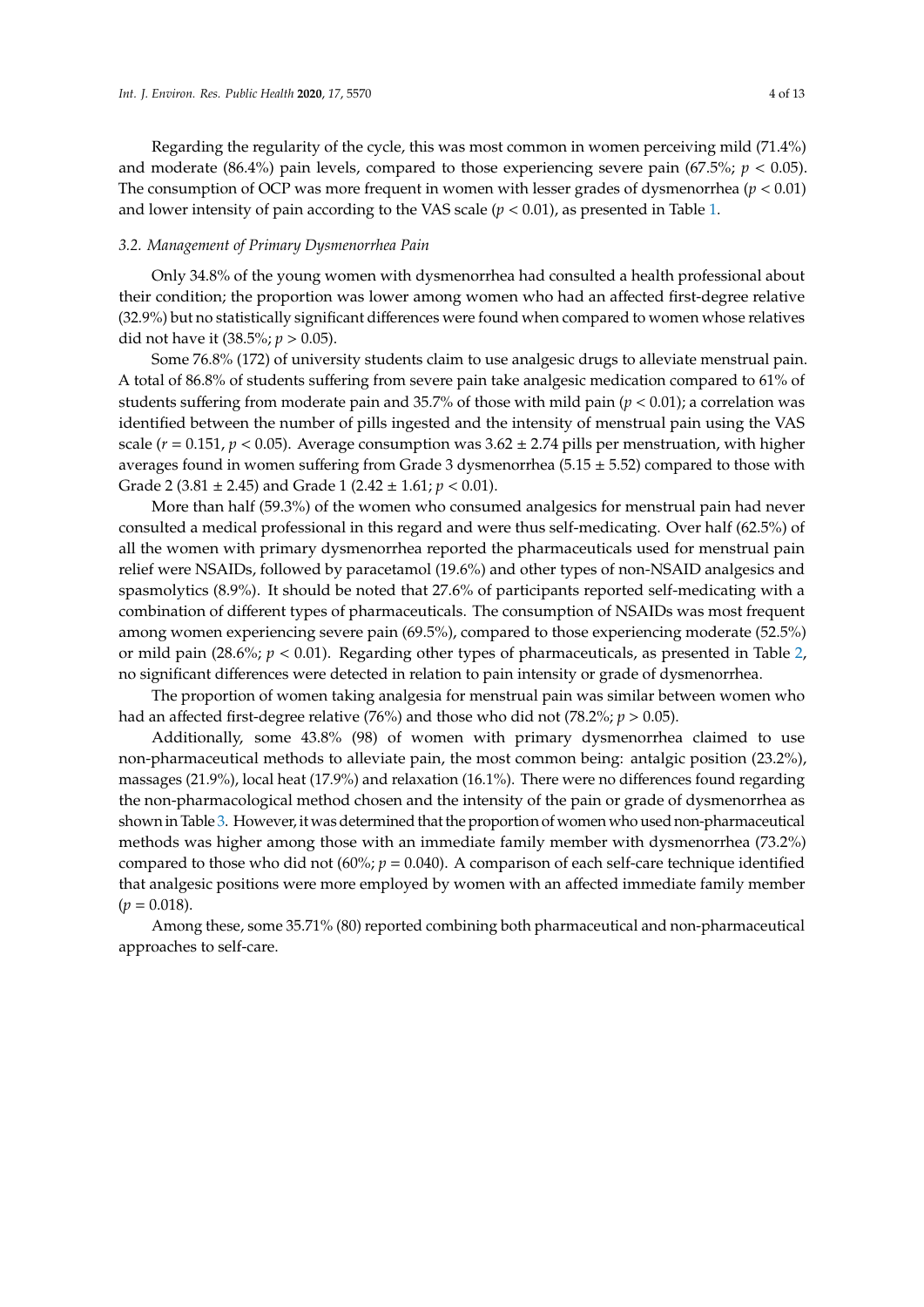Regarding the regularity of the cycle, this was most common in women perceiving mild (71.4%) and moderate (86.4%) pain levels, compared to those experiencing severe pain (67.5%; $p < 0.05$). The consumption of OCP was more frequent in women with lesser grades of dysmenorrhea ($p < 0.01$) and lower intensity of pain according to the VAS scale ($p < 0.01$), as presented in Table 1.

### 3.2. Management of Primary Dysmenorrhea Pain

Only 34.8% of the young women with dysmenorrhea had consulted a health professional about their condition; the proportion was lower among women who had an affected first-degree relative (32.9%) but no statistically significant differences were found when compared to women whose relatives did not have it (38.5%; $p > 0.05$).

Some 76.8% (172) of university students claim to use analgesic drugs to alleviate menstrual pain. A total of 86.8% of students suffering from severe pain take analgesic medication compared to 61% of students suffering from moderate pain and 35.7% of those with mild pain ($p < 0.01$); a correlation was identified between the number of pills ingested and the intensity of menstrual pain using the VAS scale ($r = 0.151$, $p < 0.05$). Average consumption was $3.62 \pm 2.74$ pills per menstruation, with higher averages found in women suffering from Grade 3 dysmenorrhea ($5.15 \pm 5.52$) compared to those with Grade 2 ($3.81 \pm 2.45$) and Grade 1 ($2.42 \pm 1.61$; $p < 0.01$).

More than half (59.3%) of the women who consumed analgesics for menstrual pain had never consulted a medical professional in this regard and were thus self-medicating. Over half (62.5%) of all the women with primary dysmenorrhea reported the pharmaceuticals used for menstrual pain relief were NSAIDs, followed by paracetamol (19.6%) and other types of non-NSAID analgesics and spasmolytics (8.9%). It should be noted that 27.6% of participants reported self-medicating with a combination of different types of pharmaceuticals. The consumption of NSAIDs was most frequent among women experiencing severe pain (69.5%), compared to those experiencing moderate (52.5%) or mild pain (28.6%; $p < 0.01$). Regarding other types of pharmaceuticals, as presented in Table 2, no significant differences were detected in relation to pain intensity or grade of dysmenorrhea.

The proportion of women taking analgesia for menstrual pain was similar between women who had an affected first-degree relative (76%) and those who did not (78.2%; $p > 0.05$).

Additionally, some 43.8% (98) of women with primary dysmenorrhea claimed to use non-pharmaceutical methods to alleviate pain, the most common being: antalgic position (23.2%), massages (21.9%), local heat (17.9%) and relaxation (16.1%). There were no differences found regarding the non-pharmacological method chosen and the intensity of the pain or grade of dysmenorrhea as shown in Table 3. However, it was determined that the proportion of women who used non-pharmaceutical methods was higher among those with an immediate family member with dysmenorrhea (73.2%) compared to those who did not (60%; $p = 0.040$). A comparison of each self-care technique identified that analgesic positions were more employed by women with an affected immediate family member ($p = 0.018$).

Among these, some 35.71% (80) reported combining both pharmaceutical and non-pharmaceutical approaches to self-care.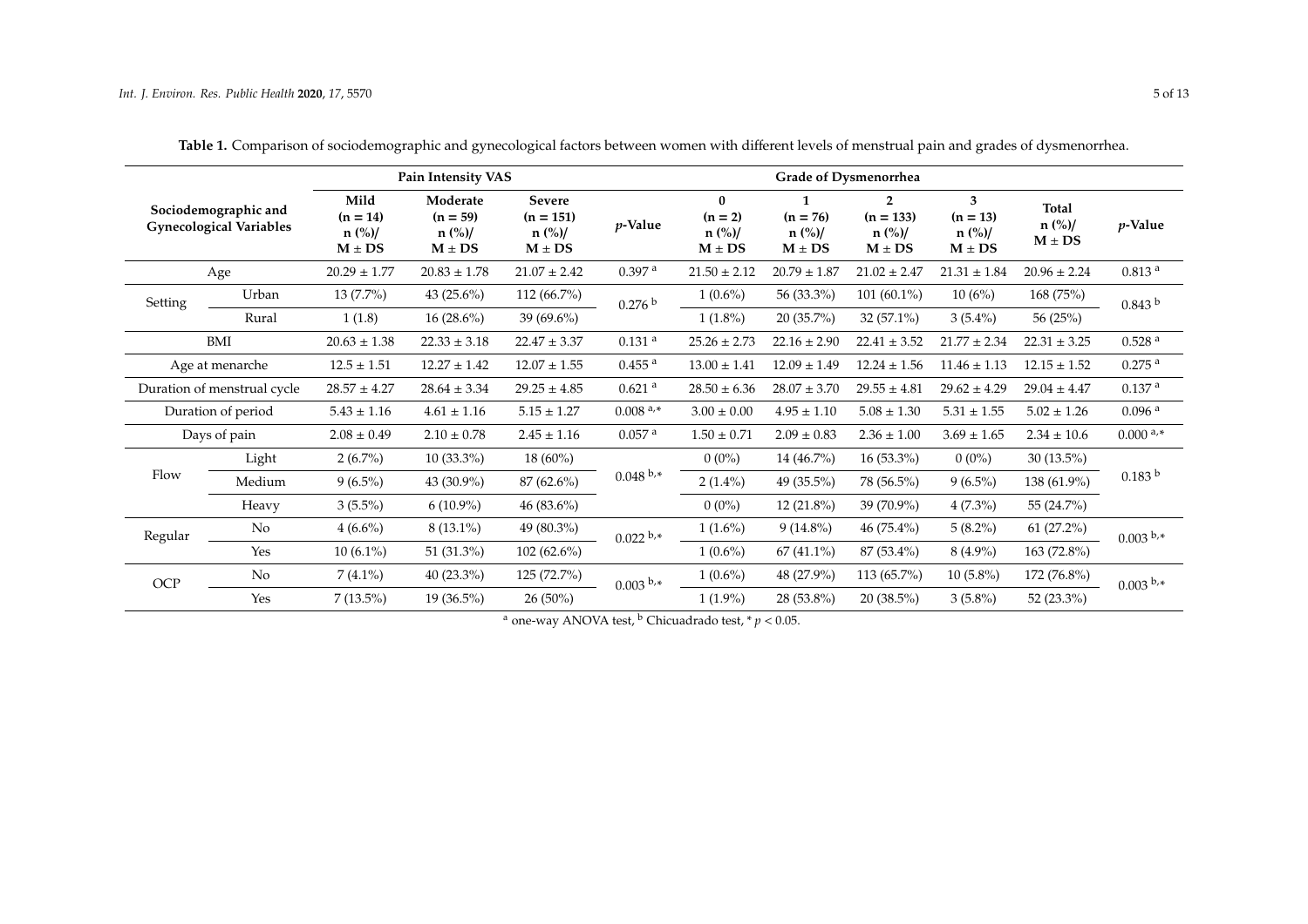**Table 1.** Comparison of sociodemographic and gynecological factors between women with different levels of menstrual pain and grades of dysmenorrhea.

| Sociodemographic and Gynecological Variables | | Pain Intensity VAS | | | | Grade of Dysmenorrhea | | | | | |
|---|---|---|---|---|---|---|---|---|---|---|---|
| | | Mild (n = 14) n (%)/ M ± DS | Moderate (n = 59) n (%)/ M ± DS | Severe (n = 151) n (%)/ M ± DS | *p*-Value | 0 (n = 2) n (%)/ M ± DS | 1 (n = 76) n (%)/ M ± DS | 2 (n = 133) n (%)/ M ± DS | 3 (n = 13) n (%)/ M ± DS | Total n (%)/ M ± DS | *p*-Value |
| Age | | 20.29 ± 1.77 | 20.83 ± 1.78 | 21.07 ± 2.42 | 0.397 [a] | 21.50 ± 2.12 | 20.79 ± 1.87 | 21.02 ± 2.47 | 21.31 ± 1.84 | 20.96 ± 2.24 | 0.813 [a] |
| Setting | Urban | 13 (7.7%) | 43 (25.6%) | 112 (66.7%) | 0.276 [b] | 1 (0.6%) | 56 (33.3%) | 101 (60.1%) | 10 (6%) | 168 (75%) | 0.843 [b] |
| | Rural | 1 (1.8) | 16 (28.6%) | 39 (69.6%) | | 1 (1.8%) | 20 (35.7%) | 32 (57.1%) | 3 (5.4%) | 56 (25%) | |
| BMI | | 20.63 ± 1.38 | 22.33 ± 3.18 | 22.47 ± 3.37 | 0.131 [a] | 25.26 ± 2.73 | 22.16 ± 2.90 | 22.41 ± 3.52 | 21.77 ± 2.34 | 22.31 ± 3.25 | 0.528 [a] |
| Age at menarche | | 12.5 ± 1.51 | 12.27 ± 1.42 | 12.07 ± 1.55 | 0.455 [a] | 13.00 ± 1.41 | 12.09 ± 1.49 | 12.24 ± 1.56 | 11.46 ± 1.13 | 12.15 ± 1.52 | 0.275 [a] |
| Duration of menstrual cycle | | 28.57 ± 4.27 | 28.64 ± 3.34 | 29.25 ± 4.85 | 0.621 [a] | 28.50 ± 6.36 | 28.07 ± 3.70 | 29.55 ± 4.81 | 29.62 ± 4.29 | 29.04 ± 4.47 | 0.137 [a] |
| Duration of period | | 5.43 ± 1.16 | 4.61 ± 1.16 | 5.15 ± 1.27 | 0.008 [a,*] | 3.00 ± 0.00 | 4.95 ± 1.10 | 5.08 ± 1.30 | 5.31 ± 1.55 | 5.02 ± 1.26 | 0.096 [a] |
| Days of pain | | 2.08 ± 0.49 | 2.10 ± 0.78 | 2.45 ± 1.16 | 0.057 [a] | 1.50 ± 0.71 | 2.09 ± 0.83 | 2.36 ± 1.00 | 3.69 ± 1.65 | 2.34 ± 10.6 | 0.000 [a,*] |
| Flow | Light | 2 (6.7%) | 10 (33.3%) | 18 (60%) | 0.048 [b,*] | 0 (0%) | 14 (46.7%) | 16 (53.3%) | 0 (0%) | 30 (13.5%) | 0.183 [b] |
| | Medium | 9 (6.5%) | 43 (30.9%) | 87 (62.6%) | | 2 (1.4%) | 49 (35.5%) | 78 (56.5%) | 9 (6.5%) | 138 (61.9%) | |
| | Heavy | 3 (5.5%) | 6 (10.9%) | 46 (83.6%) | | 0 (0%) | 12 (21.8%) | 39 (70.9%) | 4 (7.3%) | 55 (24.7%) | |
| Regular | No | 4 (6.6%) | 8 (13.1%) | 49 (80.3%) | 0.022 [b,*] | 1 (1.6%) | 9 (14.8%) | 46 (75.4%) | 5 (8.2%) | 61 (27.2%) | 0.003 [b,*] |
| | Yes | 10 (6.1%) | 51 (31.3%) | 102 (62.6%) | | 1 (0.6%) | 67 (41.1%) | 87 (53.4%) | 8 (4.9%) | 163 (72.8%) | |
| OCP | No | 7 (4.1%) | 40 (23.3%) | 125 (72.7%) | 0.003 [b,*] | 1 (0.6%) | 48 (27.9%) | 113 (65.7%) | 10 (5.8%) | 172 (76.8%) | 0.003 [b,*] |
| | Yes | 7 (13.5%) | 19 (36.5%) | 26 (50%) | | 1 (1.9%) | 28 (53.8%) | 20 (38.5%) | 3 (5.8%) | 52 (23.3%) | |

[a] one-way ANOVA test, [b] Chicuadrado test, * $p < 0.05$.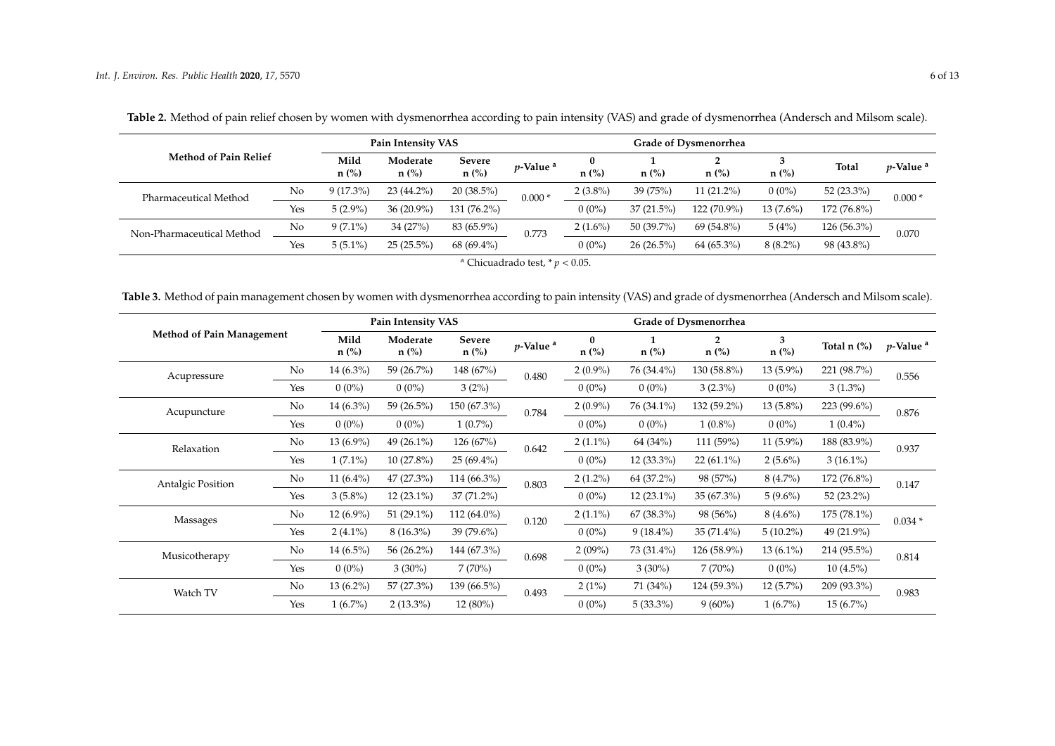**Table 2.** Method of pain relief chosen by women with dysmenorrhea according to pain intensity (VAS) and grade of dysmenorrhea (Andersch and Milsom scale).

| Method of Pain Relief | | Pain Intensity VAS | | | | Grade of Dysmenorrhea | | | | | |
|---|---|---|---|---|---|---|---|---|---|---|---|
| | | Mild n (%) | Moderate n (%) | Severe n (%) | *p*-Value [a] | 0 n (%) | 1 n (%) | 2 n (%) | 3 n (%) | Total | *p*-Value [a] |
| Pharmaceutical Method | No | 9 (17.3%) | 23 (44.2%) | 20 (38.5%) | 0.000 * | 2 (3.8%) | 39 (75%) | 11 (21.2%) | 0 (0%) | 52 (23.3%) | 0.000 * |
| | Yes | 5 (2.9%) | 36 (20.9%) | 131 (76.2%) | | 0 (0%) | 37 (21.5%) | 122 (70.9%) | 13 (7.6%) | 172 (76.8%) | |
| Non-Pharmaceutical Method | No | 9 (7.1%) | 34 (27%) | 83 (65.9%) | 0.773 | 2 (1.6%) | 50 (39.7%) | 69 (54.8%) | 5 (4%) | 126 (56.3%) | 0.070 |
| | Yes | 5 (5.1%) | 25 (25.5%) | 68 (69.4%) | | 0 (0%) | 26 (26.5%) | 64 (65.3%) | 8 (8.2%) | 98 (43.8%) | |

[a] Chicuadrado test, * $p < 0.05$.

**Table 3.** Method of pain management chosen by women with dysmenorrhea according to pain intensity (VAS) and grade of dysmenorrhea (Andersch and Milsom scale).

| Method of Pain Management | | Pain Intensity VAS | | | | Grade of Dysmenorrhea | | | | | |
|---|---|---|---|---|---|---|---|---|---|---|---|
| | | Mild n (%) | Moderate n (%) | Severe n (%) | *p*-Value [a] | 0 n (%) | 1 n (%) | 2 n (%) | 3 n (%) | Total n (%) | *p*-Value [a] |
| Acupressure | No | 14 (6.3%) | 59 (26.7%) | 148 (67%) | 0.480 | 2 (0.9%) | 76 (34.4%) | 130 (58.8%) | 13 (5.9%) | 221 (98.7%) | 0.556 |
| | Yes | 0 (0%) | 0 (0%) | 3 (2%) | | 0 (0%) | 0 (0%) | 3 (2.3%) | 0 (0%) | 3 (1.3%) | |
| Acupuncture | No | 14 (6.3%) | 59 (26.5%) | 150 (67.3%) | 0.784 | 2 (0.9%) | 76 (34.1%) | 132 (59.2%) | 13 (5.8%) | 223 (99.6%) | 0.876 |
| | Yes | 0 (0%) | 0 (0%) | 1 (0.7%) | | 0 (0%) | 0 (0%) | 1 (0.8%) | 0 (0%) | 1 (0.4%) | |
| Relaxation | No | 13 (6.9%) | 49 (26.1%) | 126 (67%) | 0.642 | 2 (1.1%) | 64 (34%) | 111 (59%) | 11 (5.9%) | 188 (83.9%) | 0.937 |
| | Yes | 1 (7.1%) | 10 (27.8%) | 25 (69.4%) | | 0 (0%) | 12 (33.3%) | 22 (61.1%) | 2 (5.6%) | 3 (16.1%) | |
| Antalgic Position | No | 11 (6.4%) | 47 (27.3%) | 114 (66.3%) | 0.803 | 2 (1.2%) | 64 (37.2%) | 98 (57%) | 8 (4.7%) | 172 (76.8%) | 0.147 |
| | Yes | 3 (5.8%) | 12 (23.1%) | 37 (71.2%) | | 0 (0%) | 12 (23.1%) | 35 (67.3%) | 5 (9.6%) | 52 (23.2%) | |
| Massages | No | 12 (6.9%) | 51 (29.1%) | 112 (64.0%) | 0.120 | 2 (1.1%) | 67 (38.3%) | 98 (56%) | 8 (4.6%) | 175 (78.1%) | 0.034 * |
| | Yes | 2 (4.1%) | 8 (16.3%) | 39 (79.6%) | | 0 (0%) | 9 (18.4%) | 35 (71.4%) | 5 (10.2%) | 49 (21.9%) | |
| Musicotherapy | No | 14 (6.5%) | 56 (26.2%) | 144 (67.3%) | 0.698 | 2 (09%) | 73 (31.4%) | 126 (58.9%) | 13 (6.1%) | 214 (95.5%) | 0.814 |
| | Yes | 0 (0%) | 3 (30%) | 7 (70%) | | 0 (0%) | 3 (30%) | 7 (70%) | 0 (0%) | 10 (4.5%) | |
| Watch TV | No | 13 (6.2%) | 57 (27.3%) | 139 (66.5%) | 0.493 | 2 (1%) | 71 (34%) | 124 (59.3%) | 12 (5.7%) | 209 (93.3%) | 0.983 |
| | Yes | 1 (6.7%) | 2 (13.3%) | 12 (80%) | | 0 (0%) | 5 (33.3%) | 9 (60%) | 1 (6.7%) | 15 (6.7%) | |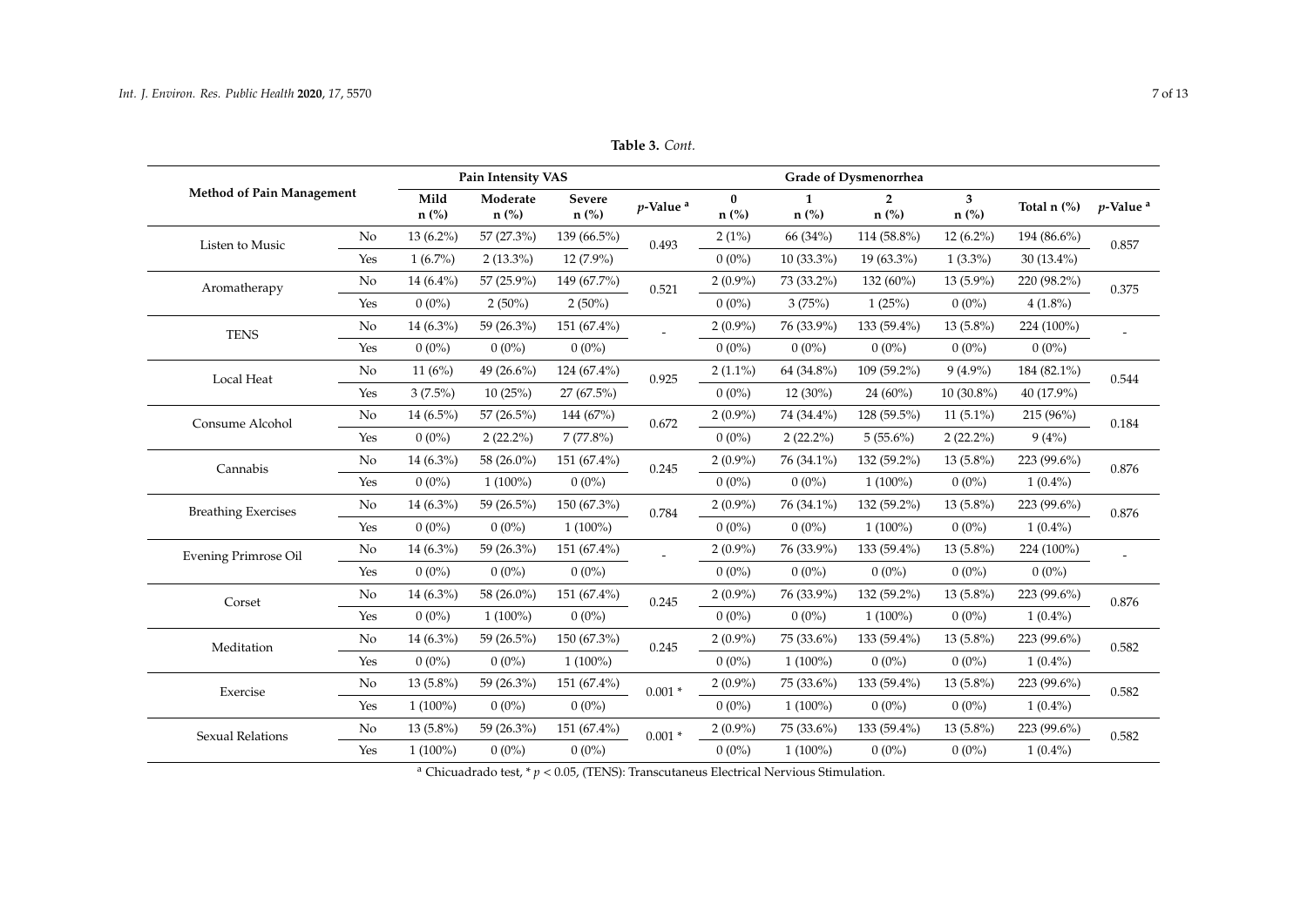**Table 3.** *Cont.*

| Method of Pain Management | | Pain Intensity VAS | | | | Grade of Dysmenorrhea | | | | | |
|---|---|---|---|---|---|---|---|---|---|---|---|
| | | Mild n (%) | Moderate n (%) | Severe n (%) | *p*-Value [a] | 0 n (%) | 1 n (%) | 2 n (%) | 3 n (%) | Total n (%) | *p*-Value [a] |
| Listen to Music | No | 13 (6.2%) | 57 (27.3%) | 139 (66.5%) | 0.493 | 2 (1%) | 66 (34%) | 114 (58.8%) | 12 (6.2%) | 194 (86.6%) | 0.857 |
| | Yes | 1 (6.7%) | 2 (13.3%) | 12 (7.9%) | | 0 (0%) | 10 (33.3%) | 19 (63.3%) | 1 (3.3%) | 30 (13.4%) | |
| Aromatherapy | No | 14 (6.4%) | 57 (25.9%) | 149 (67.7%) | 0.521 | 2 (0.9%) | 73 (33.2%) | 132 (60%) | 13 (5.9%) | 220 (98.2%) | 0.375 |
| | Yes | 0 (0%) | 2 (50%) | 2 (50%) | | 0 (0%) | 3 (75%) | 1 (25%) | 0 (0%) | 4 (1.8%) | |
| TENS | No | 14 (6.3%) | 59 (26.3%) | 151 (67.4%) | - | 2 (0.9%) | 76 (33.9%) | 133 (59.4%) | 13 (5.8%) | 224 (100%) | - |
| | Yes | 0 (0%) | 0 (0%) | 0 (0%) | | 0 (0%) | 0 (0%) | 0 (0%) | 0 (0%) | 0 (0%) | |
| Local Heat | No | 11 (6%) | 49 (26.6%) | 124 (67.4%) | 0.925 | 2 (1.1%) | 64 (34.8%) | 109 (59.2%) | 9 (4.9%) | 184 (82.1%) | 0.544 |
| | Yes | 3 (7.5%) | 10 (25%) | 27 (67.5%) | | 0 (0%) | 12 (30%) | 24 (60%) | 10 (30.8%) | 40 (17.9%) | |
| Consume Alcohol | No | 14 (6.5%) | 57 (26.5%) | 144 (67%) | 0.672 | 2 (0.9%) | 74 (34.4%) | 128 (59.5%) | 11 (5.1%) | 215 (96%) | 0.184 |
| | Yes | 0 (0%) | 2 (22.2%) | 7 (77.8%) | | 0 (0%) | 2 (22.2%) | 5 (55.6%) | 2 (22.2%) | 9 (4%) | |
| Cannabis | No | 14 (6.3%) | 58 (26.0%) | 151 (67.4%) | 0.245 | 2 (0.9%) | 76 (34.1%) | 132 (59.2%) | 13 (5.8%) | 223 (99.6%) | 0.876 |
| | Yes | 0 (0%) | 1 (100%) | 0 (0%) | | 0 (0%) | 0 (0%) | 1 (100%) | 0 (0%) | 1 (0.4%) | |
| Breathing Exercises | No | 14 (6.3%) | 59 (26.5%) | 150 (67.3%) | 0.784 | 2 (0.9%) | 76 (34.1%) | 132 (59.2%) | 13 (5.8%) | 223 (99.6%) | 0.876 |
| | Yes | 0 (0%) | 0 (0%) | 1 (100%) | | 0 (0%) | 0 (0%) | 1 (100%) | 0 (0%) | 1 (0.4%) | |
| Evening Primrose Oil | No | 14 (6.3%) | 59 (26.3%) | 151 (67.4%) | - | 2 (0.9%) | 76 (33.9%) | 133 (59.4%) | 13 (5.8%) | 224 (100%) | - |
| | Yes | 0 (0%) | 0 (0%) | 0 (0%) | | 0 (0%) | 0 (0%) | 0 (0%) | 0 (0%) | 0 (0%) | |
| Corset | No | 14 (6.3%) | 58 (26.0%) | 151 (67.4%) | 0.245 | 2 (0.9%) | 76 (33.9%) | 132 (59.2%) | 13 (5.8%) | 223 (99.6%) | 0.876 |
| | Yes | 0 (0%) | 1 (100%) | 0 (0%) | | 0 (0%) | 0 (0%) | 1 (100%) | 0 (0%) | 1 (0.4%) | |
| Meditation | No | 14 (6.3%) | 59 (26.5%) | 150 (67.3%) | 0.245 | 2 (0.9%) | 75 (33.6%) | 133 (59.4%) | 13 (5.8%) | 223 (99.6%) | 0.582 |
| | Yes | 0 (0%) | 0 (0%) | 1 (100%) | | 0 (0%) | 1 (100%) | 0 (0%) | 0 (0%) | 1 (0.4%) | |
| Exercise | No | 13 (5.8%) | 59 (26.3%) | 151 (67.4%) | 0.001 * | 2 (0.9%) | 75 (33.6%) | 133 (59.4%) | 13 (5.8%) | 223 (99.6%) | 0.582 |
| | Yes | 1 (100%) | 0 (0%) | 0 (0%) | | 0 (0%) | 1 (100%) | 0 (0%) | 0 (0%) | 1 (0.4%) | |
| Sexual Relations | No | 13 (5.8%) | 59 (26.3%) | 151 (67.4%) | 0.001 * | 2 (0.9%) | 75 (33.6%) | 133 (59.4%) | 13 (5.8%) | 223 (99.6%) | 0.582 |
| | Yes | 1 (100%) | 0 (0%) | 0 (0%) | | 0 (0%) | 1 (100%) | 0 (0%) | 0 (0%) | 1 (0.4%) | |

[a] Chicuadrado test, * $p < 0.05$, (TENS): Transcutaneus Electrical Nervious Stimulation.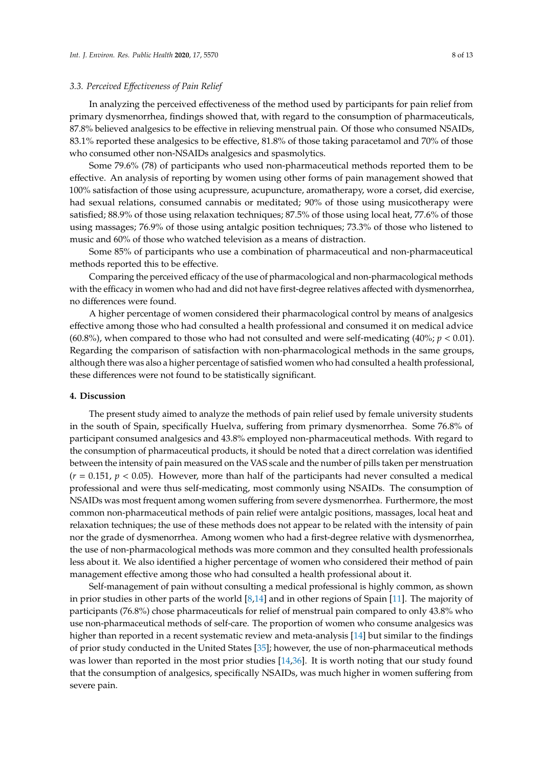### 3.3. Perceived Effectiveness of Pain Relief

In analyzing the perceived effectiveness of the method used by participants for pain relief from primary dysmenorrhea, findings showed that, with regard to the consumption of pharmaceuticals, 87.8% believed analgesics to be effective in relieving menstrual pain. Of those who consumed NSAIDs, 83.1% reported these analgesics to be effective, 81.8% of those taking paracetamol and 70% of those who consumed other non-NSAIDs analgesics and spasmolytics.

Some 79.6% (78) of participants who used non-pharmaceutical methods reported them to be effective. An analysis of reporting by women using other forms of pain management showed that 100% satisfaction of those using acupressure, acupuncture, aromatherapy, wore a corset, did exercise, had sexual relations, consumed cannabis or meditated; 90% of those using musicotherapy were satisfied; 88.9% of those using relaxation techniques; 87.5% of those using local heat, 77.6% of those using massages; 76.9% of those using antalgic position techniques; 73.3% of those who listened to music and 60% of those who watched television as a means of distraction.

Some 85% of participants who use a combination of pharmaceutical and non-pharmaceutical methods reported this to be effective.

Comparing the perceived efficacy of the use of pharmacological and non-pharmacological methods with the efficacy in women who had and did not have first-degree relatives affected with dysmenorrhea, no differences were found.

A higher percentage of women considered their pharmacological control by means of analgesics effective among those who had consulted a health professional and consumed it on medical advice (60.8%), when compared to those who had not consulted and were self-medicating (40%; $p < 0.01$). Regarding the comparison of satisfaction with non-pharmacological methods in the same groups, although there was also a higher percentage of satisfied women who had consulted a health professional, these differences were not found to be statistically significant.

## 4. Discussion

The present study aimed to analyze the methods of pain relief used by female university students in the south of Spain, specifically Huelva, suffering from primary dysmenorrhea. Some 76.8% of participant consumed analgesics and 43.8% employed non-pharmaceutical methods. With regard to the consumption of pharmaceutical products, it should be noted that a direct correlation was identified between the intensity of pain measured on the VAS scale and the number of pills taken per menstruation ($r = 0.151$, $p < 0.05$). However, more than half of the participants had never consulted a medical professional and were thus self-medicating, most commonly using NSAIDs. The consumption of NSAIDs was most frequent among women suffering from severe dysmenorrhea. Furthermore, the most common non-pharmaceutical methods of pain relief were antalgic positions, massages, local heat and relaxation techniques; the use of these methods does not appear to be related with the intensity of pain nor the grade of dysmenorrhea. Among women who had a first-degree relative with dysmenorrhea, the use of non-pharmacological methods was more common and they consulted health professionals less about it. We also identified a higher percentage of women who considered their method of pain management effective among those who had consulted a health professional about it.

Self-management of pain without consulting a medical professional is highly common, as shown in prior studies in other parts of the world [8,14] and in other regions of Spain [11]. The majority of participants (76.8%) chose pharmaceuticals for relief of menstrual pain compared to only 43.8% who use non-pharmaceutical methods of self-care. The proportion of women who consume analgesics was higher than reported in a recent systematic review and meta-analysis [14] but similar to the findings of prior study conducted in the United States [35]; however, the use of non-pharmaceutical methods was lower than reported in the most prior studies [14,36]. It is worth noting that our study found that the consumption of analgesics, specifically NSAIDs, was much higher in women suffering from severe pain.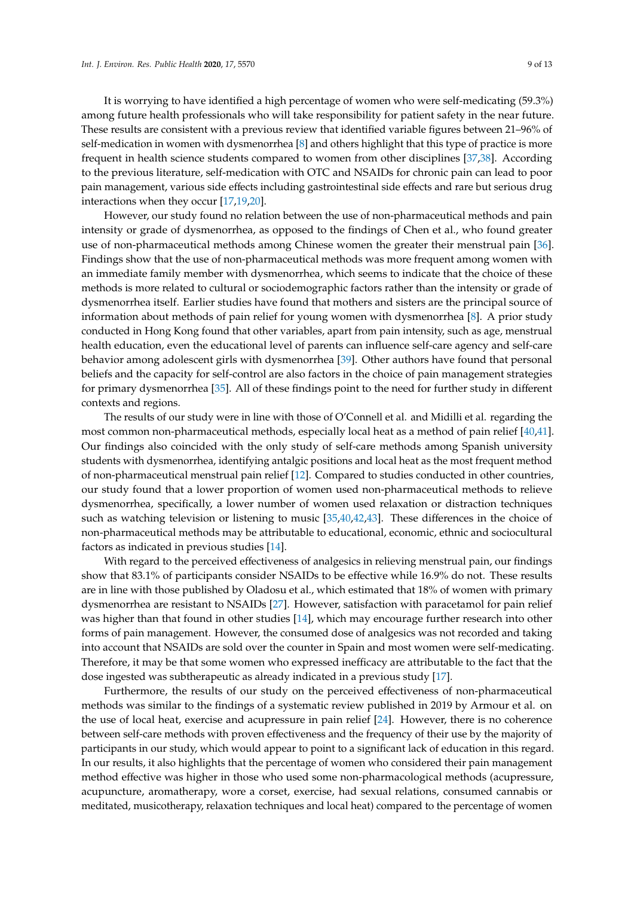It is worrying to have identified a high percentage of women who were self-medicating (59.3%) among future health professionals who will take responsibility for patient safety in the near future. These results are consistent with a previous review that identified variable figures between 21–96% of self-medication in women with dysmenorrhea [8] and others highlight that this type of practice is more frequent in health science students compared to women from other disciplines [37,38]. According to the previous literature, self-medication with OTC and NSAIDs for chronic pain can lead to poor pain management, various side effects including gastrointestinal side effects and rare but serious drug interactions when they occur [17,19,20].

However, our study found no relation between the use of non-pharmaceutical methods and pain intensity or grade of dysmenorrhea, as opposed to the findings of Chen et al., who found greater use of non-pharmaceutical methods among Chinese women the greater their menstrual pain [36]. Findings show that the use of non-pharmaceutical methods was more frequent among women with an immediate family member with dysmenorrhea, which seems to indicate that the choice of these methods is more related to cultural or sociodemographic factors rather than the intensity or grade of dysmenorrhea itself. Earlier studies have found that mothers and sisters are the principal source of information about methods of pain relief for young women with dysmenorrhea [8]. A prior study conducted in Hong Kong found that other variables, apart from pain intensity, such as age, menstrual health education, even the educational level of parents can influence self-care agency and self-care behavior among adolescent girls with dysmenorrhea [39]. Other authors have found that personal beliefs and the capacity for self-control are also factors in the choice of pain management strategies for primary dysmenorrhea [35]. All of these findings point to the need for further study in different contexts and regions.

The results of our study were in line with those of O'Connell et al. and Midilli et al. regarding the most common non-pharmaceutical methods, especially local heat as a method of pain relief [40,41]. Our findings also coincided with the only study of self-care methods among Spanish university students with dysmenorrhea, identifying antalgic positions and local heat as the most frequent method of non-pharmaceutical menstrual pain relief [12]. Compared to studies conducted in other countries, our study found that a lower proportion of women used non-pharmaceutical methods to relieve dysmenorrhea, specifically, a lower number of women used relaxation or distraction techniques such as watching television or listening to music [35,40,42,43]. These differences in the choice of non-pharmaceutical methods may be attributable to educational, economic, ethnic and sociocultural factors as indicated in previous studies [14].

With regard to the perceived effectiveness of analgesics in relieving menstrual pain, our findings show that 83.1% of participants consider NSAIDs to be effective while 16.9% do not. These results are in line with those published by Oladosu et al., which estimated that 18% of women with primary dysmenorrhea are resistant to NSAIDs [27]. However, satisfaction with paracetamol for pain relief was higher than that found in other studies [14], which may encourage further research into other forms of pain management. However, the consumed dose of analgesics was not recorded and taking into account that NSAIDs are sold over the counter in Spain and most women were self-medicating. Therefore, it may be that some women who expressed inefficacy are attributable to the fact that the dose ingested was subtherapeutic as already indicated in a previous study [17].

Furthermore, the results of our study on the perceived effectiveness of non-pharmaceutical methods was similar to the findings of a systematic review published in 2019 by Armour et al. on the use of local heat, exercise and acupressure in pain relief [24]. However, there is no coherence between self-care methods with proven effectiveness and the frequency of their use by the majority of participants in our study, which would appear to point to a significant lack of education in this regard. In our results, it also highlights that the percentage of women who considered their pain management method effective was higher in those who used some non-pharmacological methods (acupressure, acupuncture, aromatherapy, wore a corset, exercise, had sexual relations, consumed cannabis or meditated, musicotherapy, relaxation techniques and local heat) compared to the percentage of women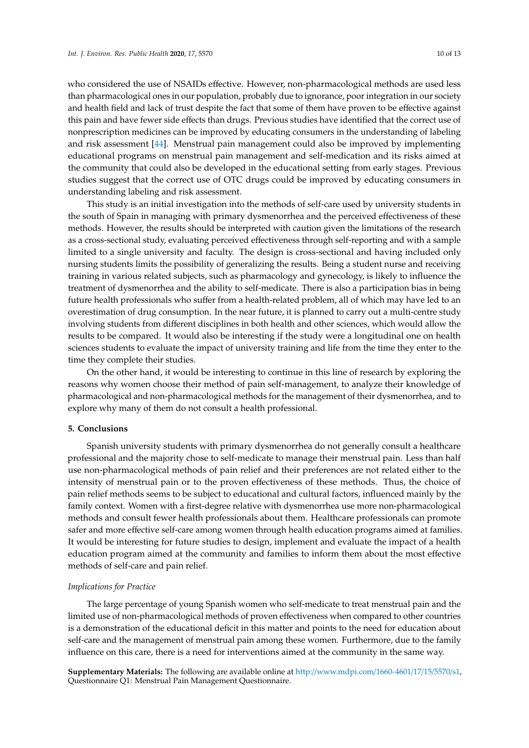who considered the use of NSAIDs effective. However, non-pharmacological methods are used less than pharmacological ones in our population, probably due to ignorance, poor integration in our society and health field and lack of trust despite the fact that some of them have proven to be effective against this pain and have fewer side effects than drugs. Previous studies have identified that the correct use of nonprescription medicines can be improved by educating consumers in the understanding of labeling and risk assessment [44]. Menstrual pain management could also be improved by implementing educational programs on menstrual pain management and self-medication and its risks aimed at the community that could also be developed in the educational setting from early stages. Previous studies suggest that the correct use of OTC drugs could be improved by educating consumers in understanding labeling and risk assessment.

This study is an initial investigation into the methods of self-care used by university students in the south of Spain in managing with primary dysmenorrhea and the perceived effectiveness of these methods. However, the results should be interpreted with caution given the limitations of the research as a cross-sectional study, evaluating perceived effectiveness through self-reporting and with a sample limited to a single university and faculty. The design is cross-sectional and having included only nursing students limits the possibility of generalizing the results. Being a student nurse and receiving training in various related subjects, such as pharmacology and gynecology, is likely to influence the treatment of dysmenorrhea and the ability to self-medicate. There is also a participation bias in being future health professionals who suffer from a health-related problem, all of which may have led to an overestimation of drug consumption. In the near future, it is planned to carry out a multi-centre study involving students from different disciplines in both health and other sciences, which would allow the results to be compared. It would also be interesting if the study were a longitudinal one on health sciences students to evaluate the impact of university training and life from the time they enter to the time they complete their studies.

On the other hand, it would be interesting to continue in this line of research by exploring the reasons why women choose their method of pain self-management, to analyze their knowledge of pharmacological and non-pharmacological methods for the management of their dysmenorrhea, and to explore why many of them do not consult a health professional.

## 5. Conclusions

Spanish university students with primary dysmenorrhea do not generally consult a healthcare professional and the majority chose to self-medicate to manage their menstrual pain. Less than half use non-pharmacological methods of pain relief and their preferences are not related either to the intensity of menstrual pain or to the proven effectiveness of these methods. Thus, the choice of pain relief methods seems to be subject to educational and cultural factors, influenced mainly by the family context. Women with a first-degree relative with dysmenorrhea use more non-pharmacological methods and consult fewer health professionals about them. Healthcare professionals can promote safer and more effective self-care among women through health education programs aimed at families. It would be interesting for future studies to design, implement and evaluate the impact of a health education program aimed at the community and families to inform them about the most effective methods of self-care and pain relief.

### *Implications for Practice*

The large percentage of young Spanish women who self-medicate to treat menstrual pain and the limited use of non-pharmacological methods of proven effectiveness when compared to other countries is a demonstration of the educational deficit in this matter and points to the need for education about self-care and the management of menstrual pain among these women. Furthermore, due to the family influence on this care, there is a need for interventions aimed at the community in the same way.

**Supplementary Materials:** The following are available online at http://www.mdpi.com/1660-4601/17/15/5570/s1, Questionnaire Q1: Menstrual Pain Management Questionnaire.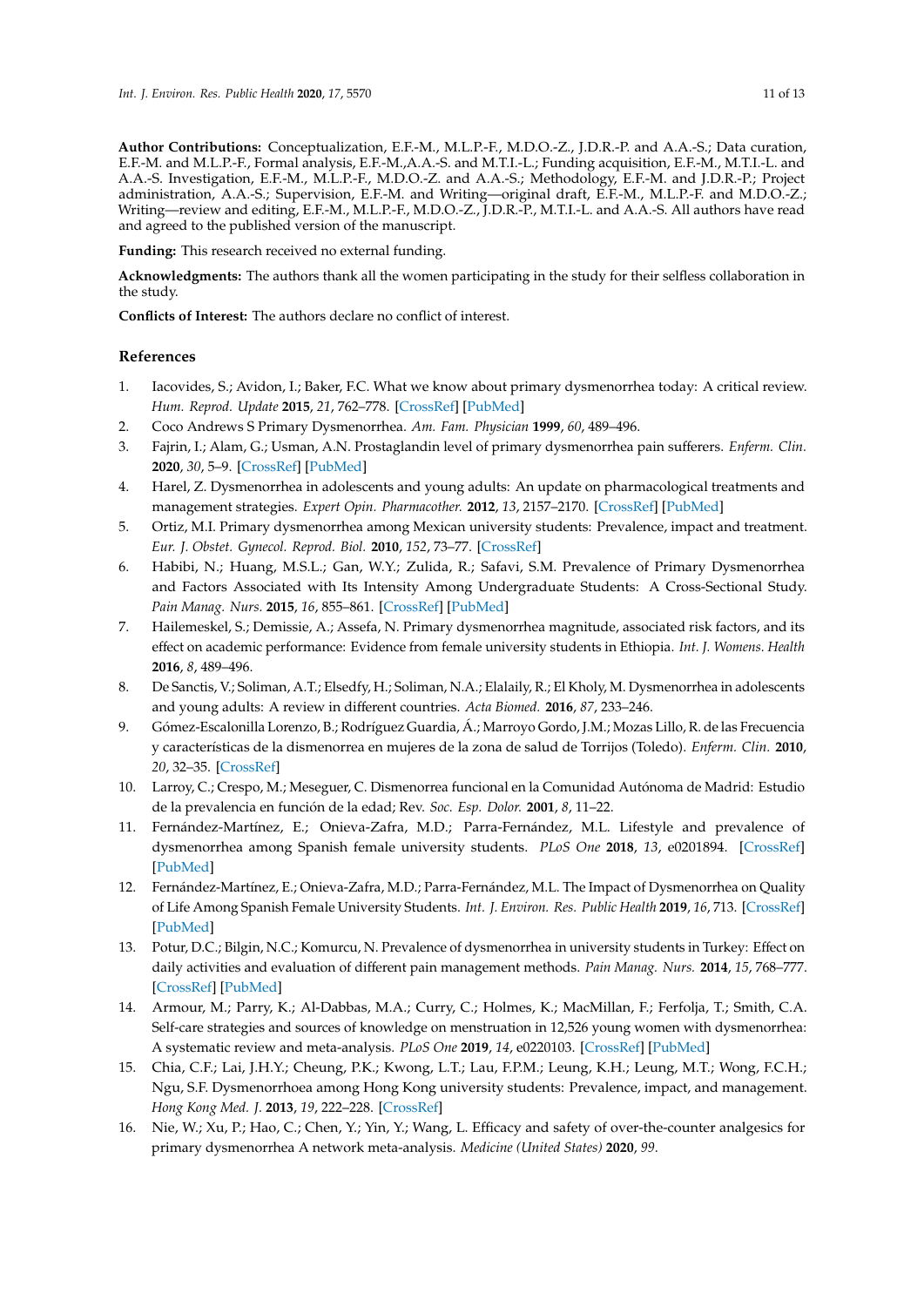**Author Contributions:** Conceptualization, E.F.-M., M.L.P.-F., M.D.O.-Z., J.D.R.-P. and A.A.-S.; Data curation, E.F.-M. and M.L.P.-F., Formal analysis, E.F.-M.,A.A.-S. and M.T.I.-L.; Funding acquisition, E.F.-M., M.T.I.-L. and A.A.-S. Investigation, E.F.-M., M.L.P.-F., M.D.O.-Z. and A.A.-S.; Methodology, E.F.-M. and J.D.R.-P.; Project administration, A.A.-S.; Supervision, E.F.-M. and Writing—original draft, E.F.-M., M.L.P.-F. and M.D.O.-Z.; Writing—review and editing, E.F.-M., M.L.P.-F., M.D.O.-Z., J.D.R.-P., M.T.I.-L. and A.A.-S. All authors have read and agreed to the published version of the manuscript.

**Funding:** This research received no external funding.

**Acknowledgments:** The authors thank all the women participating in the study for their selfless collaboration in the study.

**Conflicts of Interest:** The authors declare no conflict of interest.

## References

1. Iacovides, S.; Avidon, I.; Baker, F.C. What we know about primary dysmenorrhea today: A critical review. *Hum. Reprod. Update* **2015**, *21*, 762–778. [CrossRef] [PubMed]
2. Coco Andrews S Primary Dysmenorrhea. *Am. Fam. Physician* **1999**, *60*, 489–496.
3. Fajrin, I.; Alam, G.; Usman, A.N. Prostaglandin level of primary dysmenorrhea pain sufferers. *Enferm. Clin.* **2020**, *30*, 5–9. [CrossRef] [PubMed]
4. Harel, Z. Dysmenorrhea in adolescents and young adults: An update on pharmacological treatments and management strategies. *Expert Opin. Pharmacother.* **2012**, *13*, 2157–2170. [CrossRef] [PubMed]
5. Ortiz, M.I. Primary dysmenorrhea among Mexican university students: Prevalence, impact and treatment. *Eur. J. Obstet. Gynecol. Reprod. Biol.* **2010**, *152*, 73–77. [CrossRef]
6. Habibi, N.; Huang, M.S.L.; Gan, W.Y.; Zulida, R.; Safavi, S.M. Prevalence of Primary Dysmenorrhea and Factors Associated with Its Intensity Among Undergraduate Students: A Cross-Sectional Study. *Pain Manag. Nurs.* **2015**, *16*, 855–861. [CrossRef] [PubMed]
7. Hailemeskel, S.; Demissie, A.; Assefa, N. Primary dysmenorrhea magnitude, associated risk factors, and its effect on academic performance: Evidence from female university students in Ethiopia. *Int. J. Womens. Health* **2016**, *8*, 489–496.
8. De Sanctis, V.; Soliman, A.T.; Elsedfy, H.; Soliman, N.A.; Elalaily, R.; El Kholy, M. Dysmenorrhea in adolescents and young adults: A review in different countries. *Acta Biomed.* **2016**, *87*, 233–246.
9. Gómez-Escalonilla Lorenzo, B.; Rodríguez Guardia, Á.; Marroyo Gordo, J.M.; Mozas Lillo, R. de las Frecuencia y características de la dismenorrea en mujeres de la zona de salud de Torrijos (Toledo). *Enferm. Clin.* **2010**, *20*, 32–35. [CrossRef]
10. Larroy, C.; Crespo, M.; Meseguer, C. Dismenorrea funcional en la Comunidad Autónoma de Madrid: Estudio de la prevalencia en función de la edad; Rev. *Soc. Esp. Dolor.* **2001**, *8*, 11–22.
11. Fernández-Martínez, E.; Onieva-Zafra, M.D.; Parra-Fernández, M.L. Lifestyle and prevalence of dysmenorrhea among Spanish female university students. *PLoS One* **2018**, *13*, e0201894. [CrossRef] [PubMed]
12. Fernández-Martínez, E.; Onieva-Zafra, M.D.; Parra-Fernández, M.L. The Impact of Dysmenorrhea on Quality of Life Among Spanish Female University Students. *Int. J. Environ. Res. Public Health* **2019**, *16*, 713. [CrossRef] [PubMed]
13. Potur, D.C.; Bilgin, N.C.; Komurcu, N. Prevalence of dysmenorrhea in university students in Turkey: Effect on daily activities and evaluation of different pain management methods. *Pain Manag. Nurs.* **2014**, *15*, 768–777. [CrossRef] [PubMed]
14. Armour, M.; Parry, K.; Al-Dabbas, M.A.; Curry, C.; Holmes, K.; MacMillan, F.; Ferfolja, T.; Smith, C.A. Self-care strategies and sources of knowledge on menstruation in 12,526 young women with dysmenorrhea: A systematic review and meta-analysis. *PLoS One* **2019**, *14*, e0220103. [CrossRef] [PubMed]
15. Chia, C.F.; Lai, J.H.Y.; Cheung, P.K.; Kwong, L.T.; Lau, F.P.M.; Leung, K.H.; Leung, M.T.; Wong, F.C.H.; Ngu, S.F. Dysmenorrhoea among Hong Kong university students: Prevalence, impact, and management. *Hong Kong Med. J.* **2013**, *19*, 222–228. [CrossRef]
16. Nie, W.; Xu, P.; Hao, C.; Chen, Y.; Yin, Y.; Wang, L. Efficacy and safety of over-the-counter analgesics for primary dysmenorrhea A network meta-analysis. *Medicine (United States)* **2020**, *99*.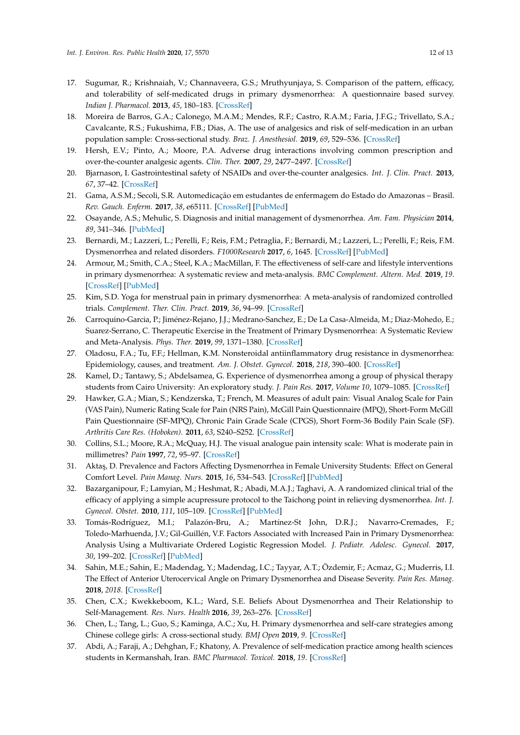17. Sugumar, R.; Krishnaiah, V.; Channaveera, G.S.; Mruthyunjaya, S. Comparison of the pattern, efficacy, and tolerability of self-medicated drugs in primary dysmenorrhea: A questionnaire based survey. *Indian J. Pharmacol.* **2013**, *45*, 180–183. [CrossRef]
18. Moreira de Barros, G.A.; Calonego, M.A.M.; Mendes, R.F.; Castro, R.A.M.; Faria, J.F.G.; Trivellato, S.A.; Cavalcante, R.S.; Fukushima, F.B.; Dias, A. The use of analgesics and risk of self-medication in an urban population sample: Cross-sectional study. *Braz. J. Anesthesiol.* **2019**, *69*, 529–536. [CrossRef]
19. Hersh, E.V.; Pinto, A.; Moore, P.A. Adverse drug interactions involving common prescription and over-the-counter analgesic agents. *Clin. Ther.* **2007**, *29*, 2477–2497. [CrossRef]
20. Bjarnason, I. Gastrointestinal safety of NSAIDs and over-the-counter analgesics. *Int. J. Clin. Pract.* **2013**, *67*, 37–42. [CrossRef]
21. Gama, A.S.M.; Secoli, S.R. Automedicação em estudantes de enfermagem do Estado do Amazonas – Brasil. *Rev. Gauch. Enferm.* **2017**, *38*, e65111. [CrossRef] [PubMed]
22. Osayande, A.S.; Mehulic, S. Diagnosis and initial management of dysmenorrhea. *Am. Fam. Physician* **2014**, *89*, 341–346. [PubMed]
23. Bernardi, M.; Lazzeri, L.; Perelli, F.; Reis, F.M.; Petraglia, F.; Bernardi, M.; Lazzeri, L.; Perelli, F.; Reis, F.M. Dysmenorrhea and related disorders. *F1000Research* **2017**, *6*, 1645. [CrossRef] [PubMed]
24. Armour, M.; Smith, C.A.; Steel, K.A.; MacMillan, F. The effectiveness of self-care and lifestyle interventions in primary dysmenorrhea: A systematic review and meta-analysis. *BMC Complement. Altern. Med.* **2019**, *19*. [CrossRef] [PubMed]
25. Kim, S.D. Yoga for menstrual pain in primary dysmenorrhea: A meta-analysis of randomized controlled trials. *Complement. Ther. Clin. Pract.* **2019**, *36*, 94–99. [CrossRef]
26. Carroquino-Garcia, P.; Jiménez-Rejano, J.J.; Medrano-Sanchez, E.; De La Casa-Almeida, M.; Diaz-Mohedo, E.; Suarez-Serrano, C. Therapeutic Exercise in the Treatment of Primary Dysmenorrhea: A Systematic Review and Meta-Analysis. *Phys. Ther.* **2019**, *99*, 1371–1380. [CrossRef]
27. Oladosu, F.A.; Tu, F.F.; Hellman, K.M. Nonsteroidal antiinflammatory drug resistance in dysmenorrhea: Epidemiology, causes, and treatment. *Am. J. Obstet. Gynecol.* **2018**, *218*, 390–400. [CrossRef]
28. Kamel, D.; Tantawy, S.; Abdelsamea, G. Experience of dysmenorrhea among a group of physical therapy students from Cairo University: An exploratory study. *J. Pain Res.* **2017**, *Volume 10*, 1079–1085. [CrossRef]
29. Hawker, G.A.; Mian, S.; Kendzerska, T.; French, M. Measures of adult pain: Visual Analog Scale for Pain (VAS Pain), Numeric Rating Scale for Pain (NRS Pain), McGill Pain Questionnaire (MPQ), Short-Form McGill Pain Questionnaire (SF-MPQ), Chronic Pain Grade Scale (CPGS), Short Form-36 Bodily Pain Scale (SF). *Arthritis Care Res. (Hoboken).* **2011**, *63*, S240–S252. [CrossRef]
30. Collins, S.L.; Moore, R.A.; McQuay, H.J. The visual analogue pain intensity scale: What is moderate pain in millimetres? *Pain* **1997**, *72*, 95–97. [CrossRef]
31. Aktaş, D. Prevalence and Factors Affecting Dysmenorrhea in Female University Students: Effect on General Comfort Level. *Pain Manag. Nurs.* **2015**, *16*, 534–543. [CrossRef] [PubMed]
32. Bazarganipour, F.; Lamyian, M.; Heshmat, R.; Abadi, M.A.J.; Taghavi, A. A randomized clinical trial of the efficacy of applying a simple acupressure protocol to the Taichong point in relieving dysmenorrhea. *Int. J. Gynecol. Obstet.* **2010**, *111*, 105–109. [CrossRef] [PubMed]
33. Tomás-Rodríguez, M.I.; Palazón-Bru, A.; Martínez-St John, D.R.J.; Navarro-Cremades, F.; Toledo-Marhuenda, J.V.; Gil-Guillén, V.F. Factors Associated with Increased Pain in Primary Dysmenorrhea: Analysis Using a Multivariate Ordered Logistic Regression Model. *J. Pediatr. Adolesc. Gynecol.* **2017**, *30*, 199–202. [CrossRef] [PubMed]
34. Sahin, M.E.; Sahin, E.; Madendag, Y.; Madendag, I.C.; Tayyar, A.T.; Özdemir, F.; Acmaz, G.; Muderris, I.I. The Effect of Anterior Uterocervical Angle on Primary Dysmenorrhea and Disease Severity. *Pain Res. Manag.* **2018**, *2018*. [CrossRef]
35. Chen, C.X.; Kwekkeboom, K.L.; Ward, S.E. Beliefs About Dysmenorrhea and Their Relationship to Self-Management. *Res. Nurs. Health* **2016**, *39*, 263–276. [CrossRef]
36. Chen, L.; Tang, L.; Guo, S.; Kaminga, A.C.; Xu, H. Primary dysmenorrhea and self-care strategies among Chinese college girls: A cross-sectional study. *BMJ Open* **2019**, *9*. [CrossRef]
37. Abdi, A.; Faraji, A.; Dehghan, F.; Khatony, A. Prevalence of self-medication practice among health sciences students in Kermanshah, Iran. *BMC Pharmacol. Toxicol.* **2018**, *19*. [CrossRef]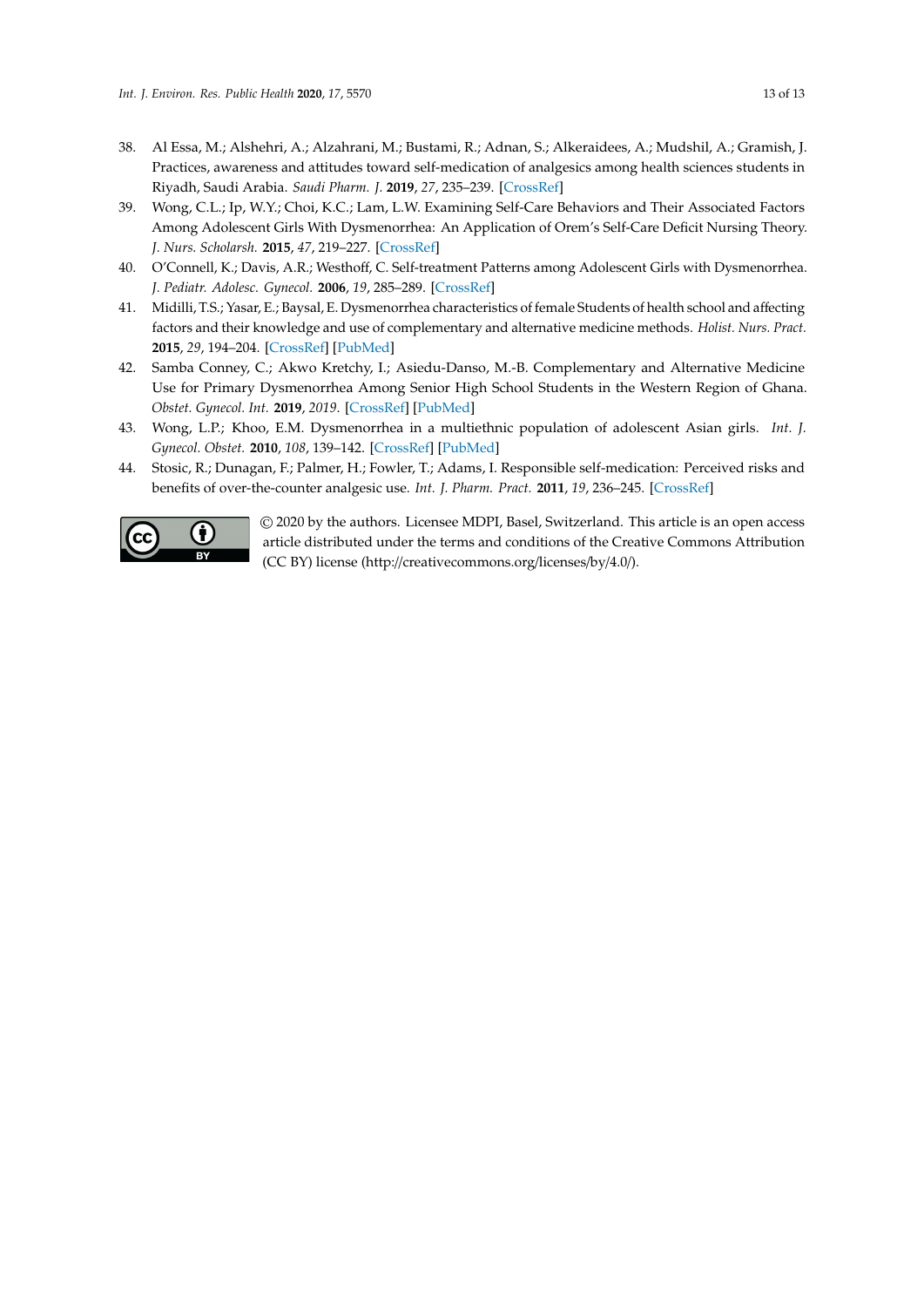38. Al Essa, M.; Alshehri, A.; Alzahrani, M.; Bustami, R.; Adnan, S.; Alkeraidees, A.; Mudshil, A.; Gramish, J. Practices, awareness and attitudes toward self-medication of analgesics among health sciences students in Riyadh, Saudi Arabia. *Saudi Pharm. J.* **2019**, *27*, 235–239. [CrossRef]
39. Wong, C.L.; Ip, W.Y.; Choi, K.C.; Lam, L.W. Examining Self-Care Behaviors and Their Associated Factors Among Adolescent Girls With Dysmenorrhea: An Application of Orem's Self-Care Deficit Nursing Theory. *J. Nurs. Scholarsh.* **2015**, *47*, 219–227. [CrossRef]
40. O'Connell, K.; Davis, A.R.; Westhoff, C. Self-treatment Patterns among Adolescent Girls with Dysmenorrhea. *J. Pediatr. Adolesc. Gynecol.* **2006**, *19*, 285–289. [CrossRef]
41. Midilli, T.S.; Yasar, E.; Baysal, E. Dysmenorrhea characteristics of female Students of health school and affecting factors and their knowledge and use of complementary and alternative medicine methods. *Holist. Nurs. Pract.* **2015**, *29*, 194–204. [CrossRef] [PubMed]
42. Samba Conney, C.; Akwo Kretchy, I.; Asiedu-Danso, M.-B. Complementary and Alternative Medicine Use for Primary Dysmenorrhea Among Senior High School Students in the Western Region of Ghana. *Obstet. Gynecol. Int.* **2019**, *2019*. [CrossRef] [PubMed]
43. Wong, L.P.; Khoo, E.M. Dysmenorrhea in a multiethnic population of adolescent Asian girls. *Int. J. Gynecol. Obstet.* **2010**, *108*, 139–142. [CrossRef] [PubMed]
44. Stosic, R.; Dunagan, F.; Palmer, H.; Fowler, T.; Adams, I. Responsible self-medication: Perceived risks and benefits of over-the-counter analgesic use. *Int. J. Pharm. Pract.* **2011**, *19*, 236–245. [CrossRef]

© 2020 by the authors. Licensee MDPI, Basel, Switzerland. This article is an open access article distributed under the terms and conditions of the Creative Commons Attribution (CC BY) license (http://creativecommons.org/licenses/by/4.0/).